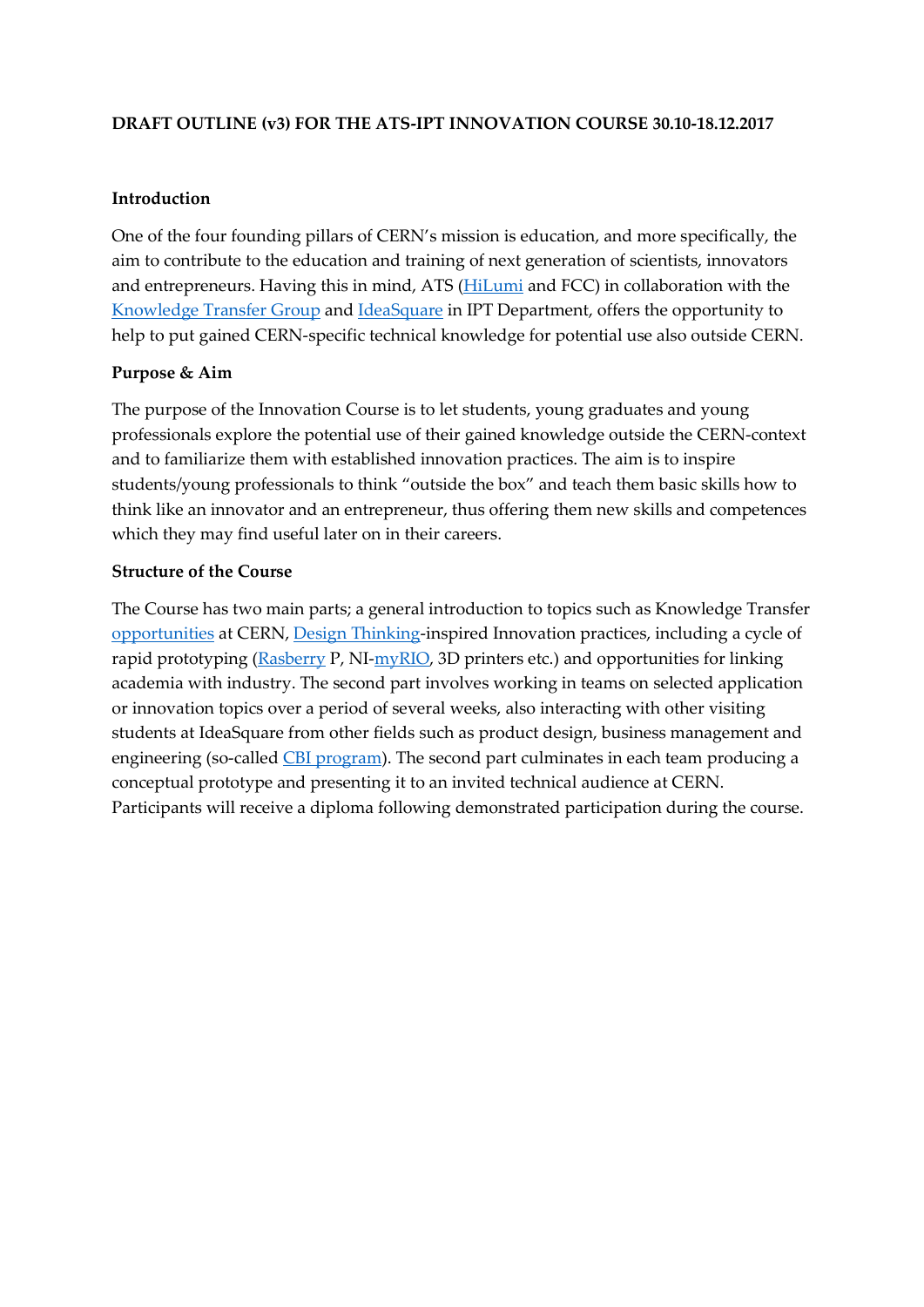**DRAFT OUTLINE (v3) FOR THE ATS-IPT INNOVATION COURSE 30.10-18.12.2017**

**Introduction**

One of the four founding pillars of CERN's mission is education, and more specifically, the aim to contribute to the education and training of next generation of scientists, innovators and entrepreneurs. Having this in mind, ATS (HiLumi and FCC) in collaboration with the Knowledge Transfer Group and IdeaSquare in IPT Department, offers the opportunity to help to put gained CERN-specific technical knowledge for potential use also outside CERN.

**Purpose & Aim**

The purpose of the Innovation Course is to let students, young graduates and young professionals explore the potential use of their gained knowledge outside the CERN-context and to familiarize them with established innovation practices. The aim is to inspire students/young professionals to think "outside the box" and teach them basic skills how to think like an innovator and an entrepreneur, thus offering them new skills and competences which they may find useful later on in their careers.

**Structure of the Course**

The Course has two main parts; a general introduction to topics such as Knowledge Transfer opportunities at CERN, Design Thinking-inspired Innovation practices, including a cycle of rapid prototyping (Rasberry P, NI-myRIO, 3D printers etc.) and opportunities for linking academia with industry. The second part involves working in teams on selected application or innovation topics over a period of several weeks, also interacting with other visiting students at IdeaSquare from other fields such as product design, business management and engineering (so-called CBI program). The second part culminates in each team producing a conceptual prototype and presenting it to an invited technical audience at CERN. Participants will receive a diploma following demonstrated participation during the course.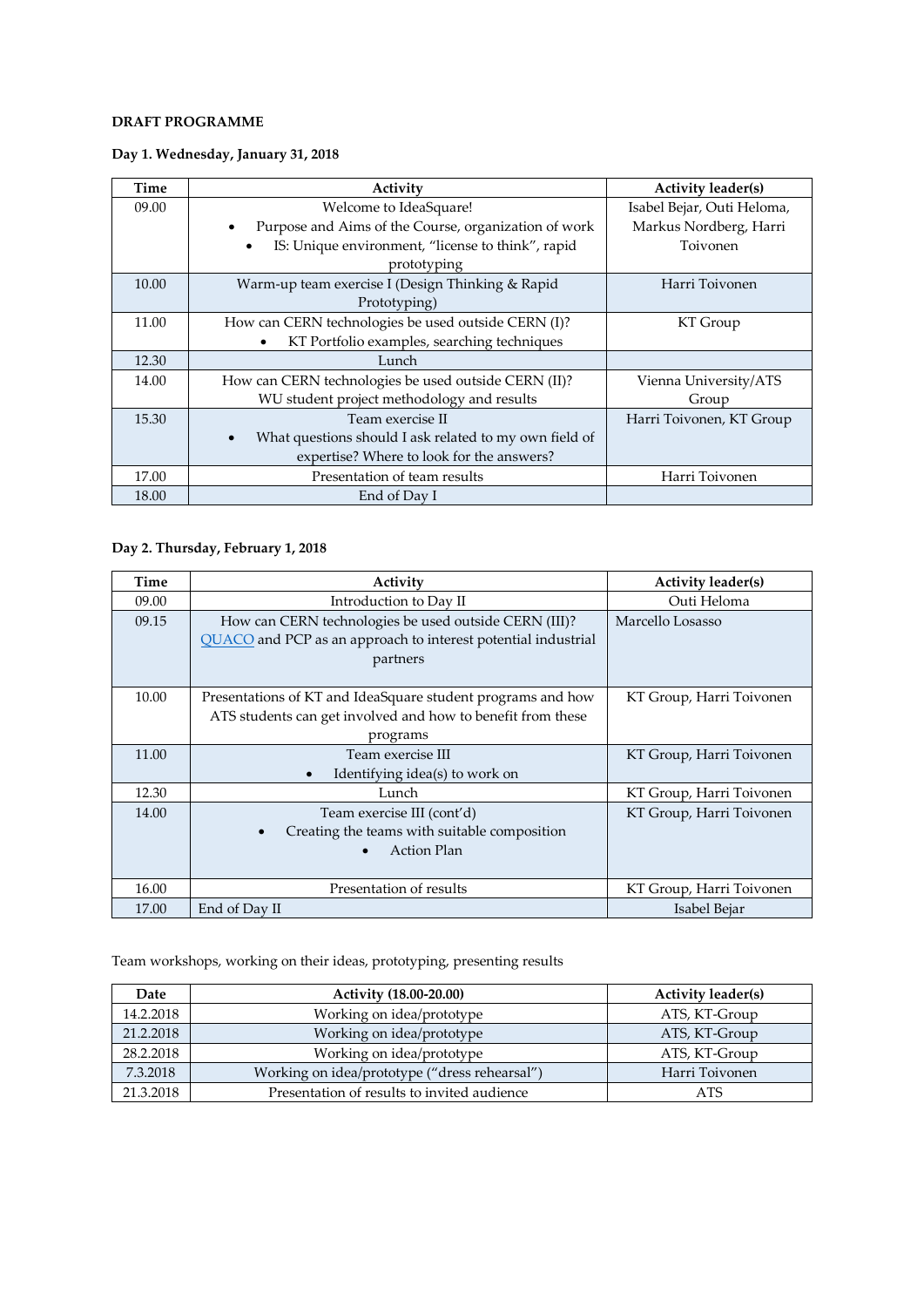**DRAFT PROGRAMME**

**Day 1. Wednesday, January 31, 2018**

| Time | Activity | Activity leader(s) |
|---|---|---|
| 09.00 | Welcome to IdeaSquare!<br>• Purpose and Aims of the Course, organization of work<br>• IS: Unique environment, "license to think", rapid prototyping | Isabel Bejar, Outi Heloma, Markus Nordberg, Harri Toivonen |
| 10.00 | Warm-up team exercise I (Design Thinking & Rapid Prototyping) | Harri Toivonen |
| 11.00 | How can CERN technologies be used outside CERN (I)?<br>• KT Portfolio examples, searching techniques | KT Group |
| 12.30 | Lunch | |
| 14.00 | How can CERN technologies be used outside CERN (II)? WU student project methodology and results | Vienna University/ATS Group |
| 15.30 | Team exercise II<br>• What questions should I ask related to my own field of expertise? Where to look for the answers? | Harri Toivonen, KT Group |
| 17.00 | Presentation of team results | Harri Toivonen |
| 18.00 | End of Day I | |

**Day 2. Thursday, February 1, 2018**

| Time | Activity | Activity leader(s) |
|---|---|---|
| 09.00 | Introduction to Day II | Outi Heloma |
| 09.15 | How can CERN technologies be used outside CERN (III)? QUACO and PCP as an approach to interest potential industrial partners | Marcello Losasso |
| 10.00 | Presentations of KT and IdeaSquare student programs and how ATS students can get involved and how to benefit from these programs | KT Group, Harri Toivonen |
| 11.00 | Team exercise III<br>• Identifying idea(s) to work on | KT Group, Harri Toivonen |
| 12.30 | Lunch | KT Group, Harri Toivonen |
| 14.00 | Team exercise III (cont'd)<br>• Creating the teams with suitable composition<br>• Action Plan | KT Group, Harri Toivonen |
| 16.00 | Presentation of results | KT Group, Harri Toivonen |
| 17.00 | End of Day II | Isabel Bejar |

Team workshops, working on their ideas, prototyping, presenting results

| Date | Activity (18.00-20.00) | Activity leader(s) |
|---|---|---|
| 14.2.2018 | Working on idea/prototype | ATS, KT-Group |
| 21.2.2018 | Working on idea/prototype | ATS, KT-Group |
| 28.2.2018 | Working on idea/prototype | ATS, KT-Group |
| 7.3.2018 | Working on idea/prototype ("dress rehearsal") | Harri Toivonen |
| 21.3.2018 | Presentation of results to invited audience | ATS |